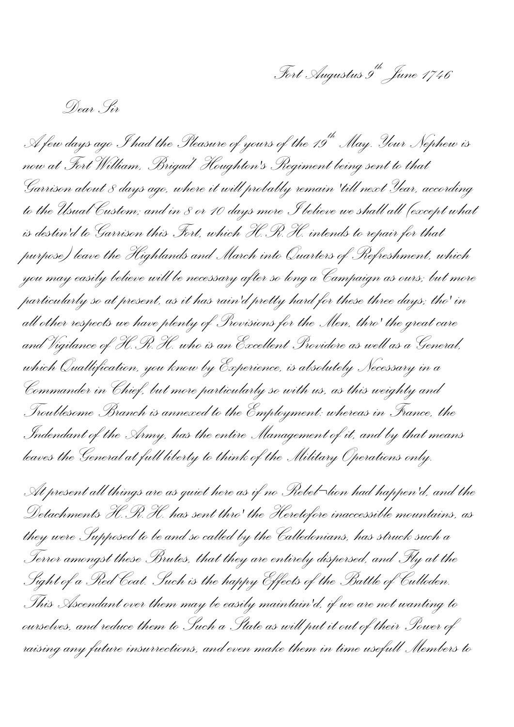Fort Augustus 9th June 1746

Dear Sir

A few days ago I had the Pleasure of yours of the 19th May. Your Nephew is now at Fort William, Brigadr Houghton's Regiment being sent to that Garrison about 8 days ago, where it will probably remain 'till next Year, according to the Usual Custom; and in 8 or 10 days more I believe we shall all (except what is destin'd to Garrison this Fort, which H.R.H. intends to repair for that purpose) leave the Highlands and March into Quarters of Refreshment, which you may easily believe will be necessary after so long a Campaign as ours; but more particularly so at present, as it has rain'd pretty hard for these three days; tho' in all other respects we have plenty of Provisions for the Men, thro' the great care and Vigilance of H.R.H. who is an Excellent Providore as well as a General, which Quallification, you know by Experience, is absolutely Necessary in a Commander in Chief, but more particularly so with us, as this weighty and Troublesome Branch is annexed to the Employment: whereas in France, the Indendant of the Army, has the entire Management of it, and by that means leaves the General at full liberty to think of the Military Operations only.

At present all things are as quiet here as if no Rebel¬lion had happen'd, and the Detachments H.R.H. has sent thro' the Heretofore inaccessible mountains, as they were Supposed to be and so called by the Calledonians, has struck such a Terror amongst these Brutes, that they are entirely dispersed, and Fly at the Sight of a Red Coat. Such is the happy Effects of the Battle of Culloden. This Ascendant over them may be easily maintain'd, if we are not wanting to ourselves, and reduce them to Such a State as will put it out of their Power of raising any future insurrections, and even make them in time usefull Members to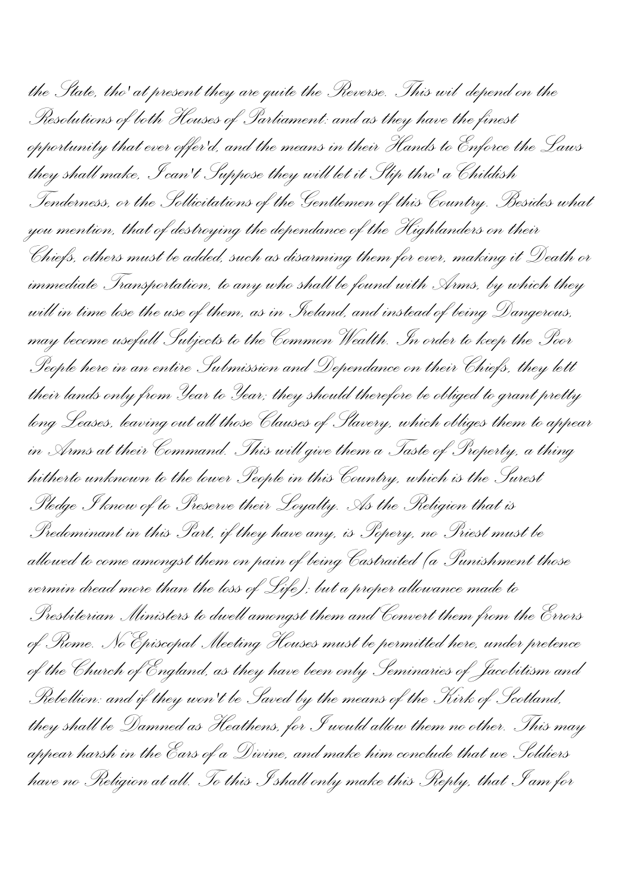the State, tho' at present they are quite the Reverse. This wil depend on the Resolutions of both Houses of Parliament: and as they have the finest opportunity that ever offer'd, and the means in their Hands to Enforce the Laws they shall make, I can't Suppose they will let it Slip thro' a Childish Tenderness, or the Sollicitations of the Gentlemen of this Country. Besides what you mention, that of destroying the dependance of the Highlanders on their Chiefs, others must be added, such as disarming them for ever, making it Death or immediate Transportation, to any who shall be found with Arms, by which they will in time lose the use of them, as in Ireland, and instead of being Dangerous, may become usefull Subjects to the Common Wealth. In order to keep the Poor People here in an entire Submission and Dependance on their Chiefs, they lett their lands only from Year to Year; they should therefore be obliged to grant pretty long Leases, leaving out all those Clauses of Slavery, which obliges them to appear in Arms at their Command. This will give them a Taste of Property, a thing hitherto unknown to the lower People in this Country, which is the Surest Pledge I know of to Preserve their Loyalty. As the Religion that is Predominant in this Part, if they have any, is Popery, no Priest must be allowed to come amongst them on pain of being Castraited (a Punishment those vermin dread more than the loss of Life); but a proper allowance made to Presbiterian Ministers to dwell amongst them and Convert them from the Errors of Rome. No Episcopal Meeting Houses must be permitted here, under pretence of the Church of England, as they have been only Seminaries of Jacobitism and Rebellion: and if they won't be Saved by the means of the Kirk of Scotland, they shall be Damned as Heathens, for I would allow them no other. This may appear harsh in the Ears of a Divine, and make him conclude that we Soldiers have no Religion at all. To this I shall only make this Reply, that I am for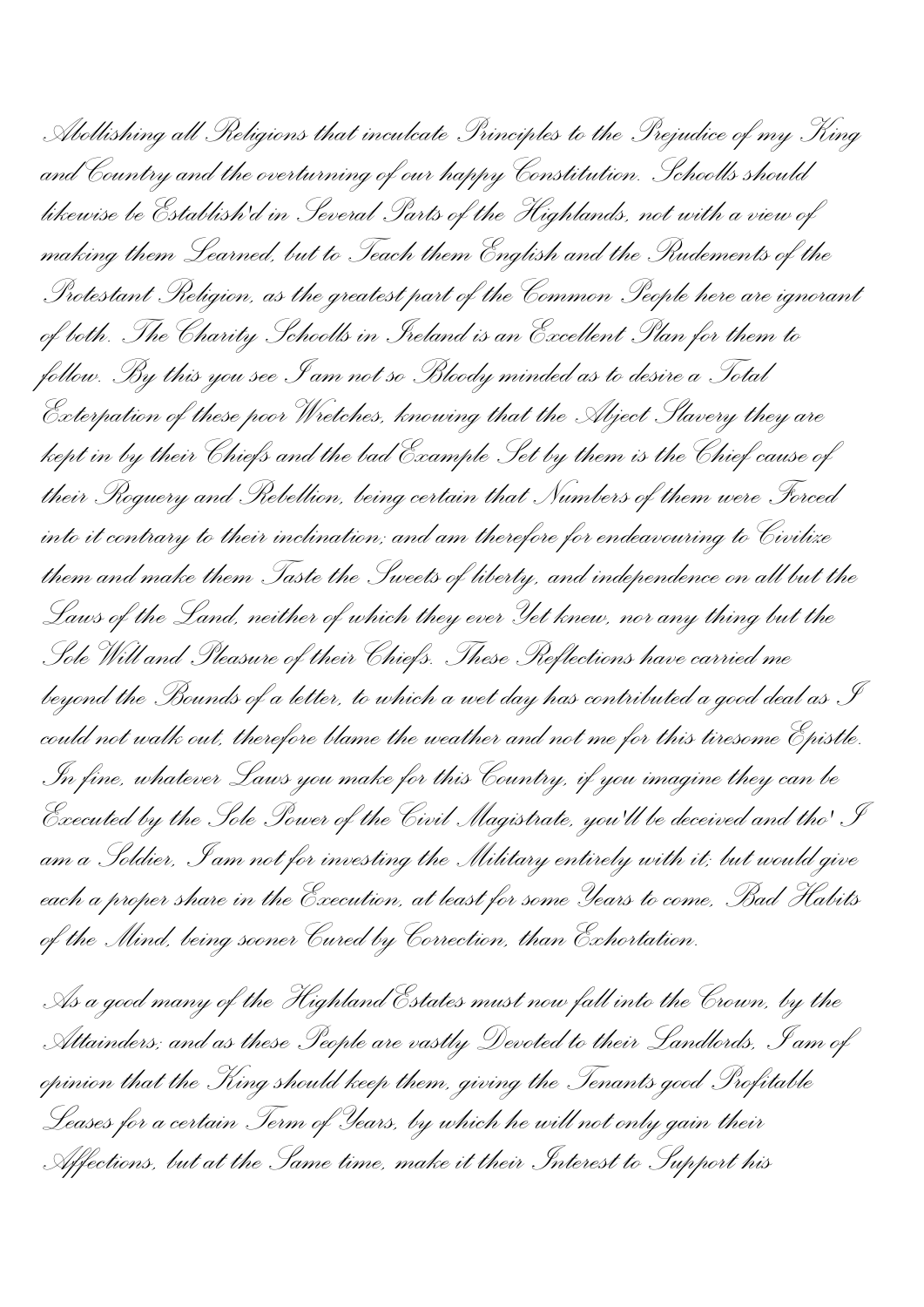Abollishing all Religions that inculcate Principles to the Prejudice of my King and Country and the overturning of our happy Constitution. Schoolls should likewise be Establish'd in Several Parts of the Highlands, not with a view of making them Learned, but to Teach them English and the Rudements of the Protestant Religion, as the greatest part of the Common People here are ignorant of both. The Charity Schoolls in Ireland is an Excellent Plan for them to follow. By this you see I am not so Bloody minded as to desire a Total Exterpation of these poor Wretches, knowing that the Abject Slavery they are kept in by their Chiefs and the bad Example Set by them is the Chief cause of their Roguery and Rebellion, being certain that Numbers of them were Forced into it contrary to their inclination; and am therefore for endeavouring to Civilize them and make them Taste the Sweets of liberty, and independence on all but the Laws of the Land, neither of which they ever Yet knew, nor any thing but the Sole Will and Pleasure of their Chiefs. These Reflections have carried me beyond the Bounds of a letter, to which a wet day has contributed a good deal as I could not walk out, therefore blame the weather and not me for this tiresome Epistle. In fine, whatever Laws you make for this Country, if you imagine they can be Executed by the Sole Power of the Civil Magistrate, you'll be deceived and tho' I am a Soldier, I am not for investing the Military entirely with it; but would give each a proper share in the Execution, at least for some Years to come, Bad Habits of the Mind, being sooner Cured by Correction, than Exhortation.

As a good many of the Highland Estates must now fall into the Crown, by the Attainders; and as these People are vastly Devoted to their Landlords, I am of opinion that the King should keep them, giving the Tenants good Profitable Leases for a certain Term of Years, by which he will not only gain their Affections, but at the Same time, make it their Interest to Support his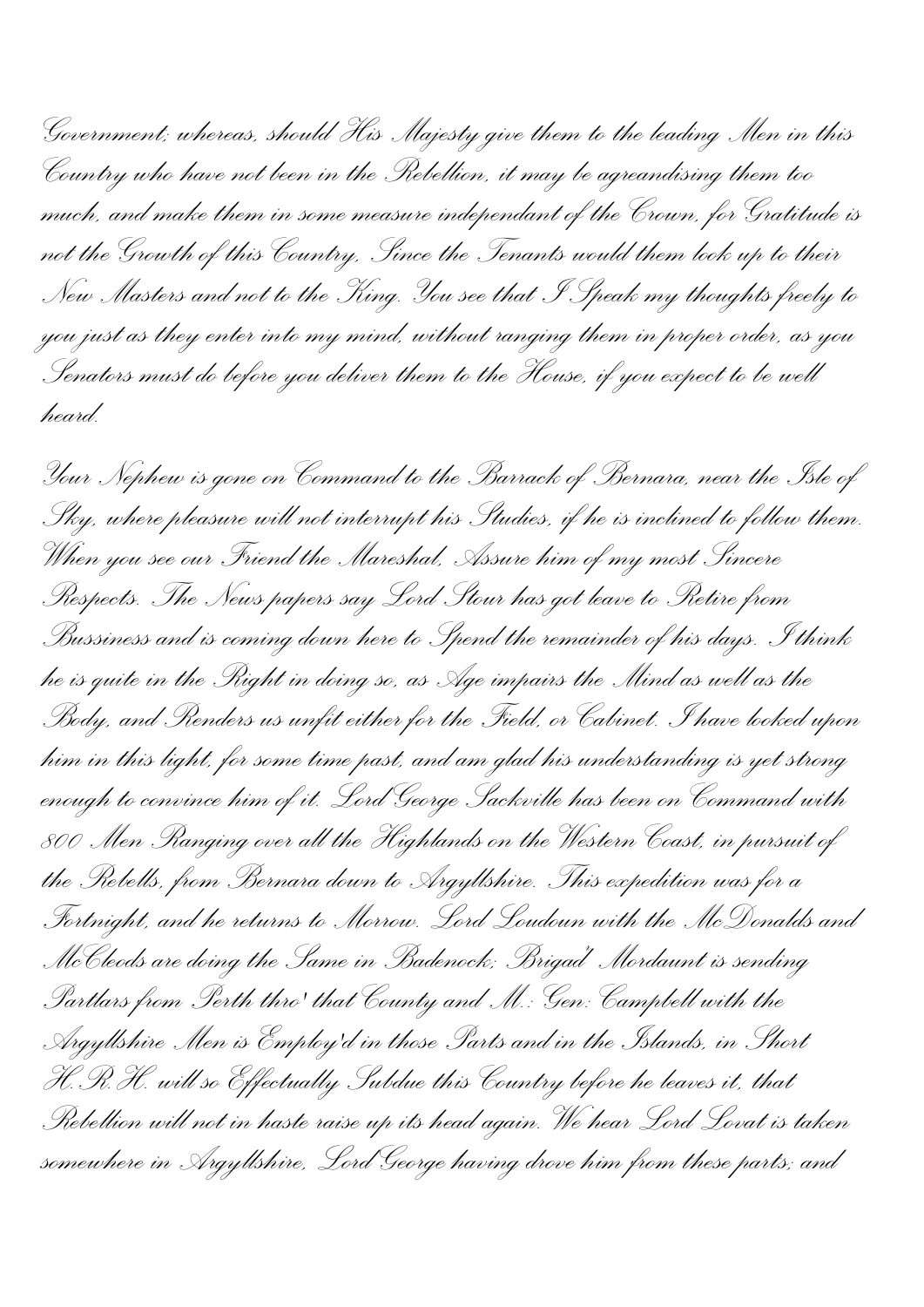Government; whereas, should His Majesty give them to the leading Men in this Country who have not been in the Rebellion, it may be agreandising them too much, and make them in some measure independant of the Crown, for Gratitude is not the Growth of this Country, Since the Tenants would them look up to their New Masters and not to the King. You see that I Speak my thoughts freely to you just as they enter into my mind, without ranging them in proper order, as you Senators must do before you deliver them to the House, if you expect to be well heard.

Your Nephew is gone on Command to the Barrack of Bernara, near the Isle of Sky, where pleasure will not interrupt his Studies, if he is inclined to follow them. When you see our Friend the Mareshal, Assure him of my most Sincere Respects. The News papers say Lord Stour has got leave to Retire from Bussiness and is coming down here to Spend the remainder of his days. I think he is quite in the Right in doing so, as Age impairs the Mind as well as the Body, and Renders us unfit either for the Field, or Cabinet. I have looked upon him in this light, for some time past, and am glad his understanding is yet strong enough to convince him of it. Lord George Sackville has been on Command with 800 Men Ranging over all the Highlands on the Western Coast, in pursuit of the Rebells, from Bernara down to Argyllshire. This expedition was for a Fortnight, and he returns to Morrow. Lord Loudoun with the McDonalds and McCleods are doing the Same in Badenock; Brigad<sup>r</sup> Mordaunt is sending Partlars from Perth thro' that County and M.: Gen: Campbell with the Argyllshire Men is Employ'd in those Parts and in the Islands, in Short H.R.H. will so Effectually Subdue this Country before he leaves it, that Rebellion will not in haste raise up its head again. We hear Lord Lovat is taken somewhere in Argyllshire, Lord George having drove him from these parts; and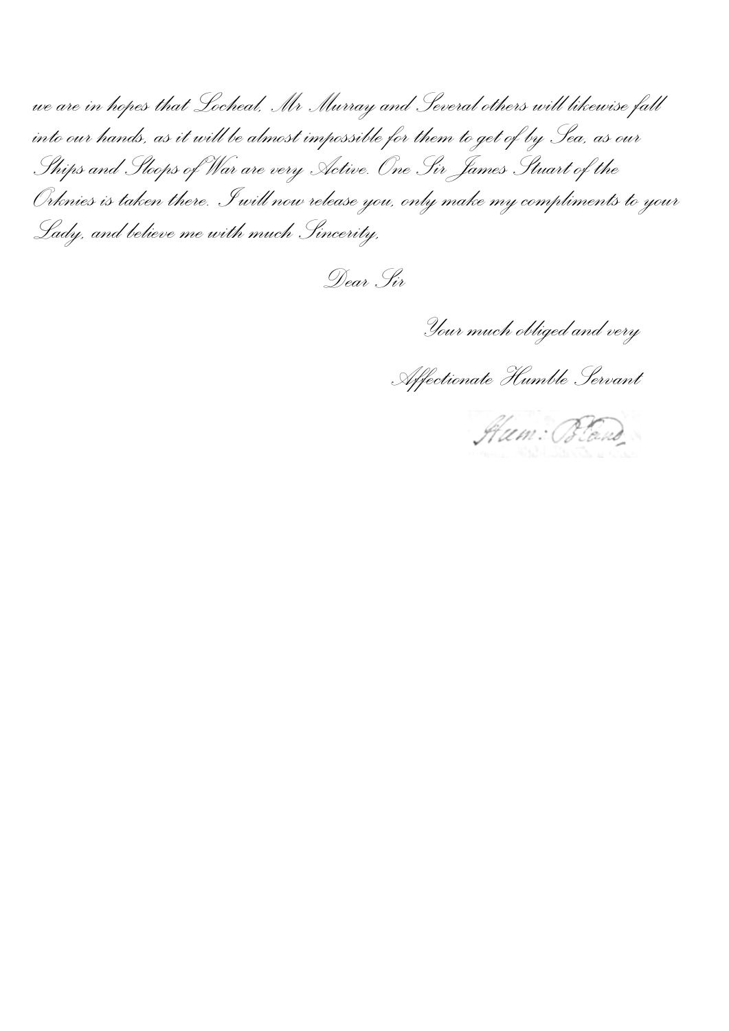we are in hopes that Locheal, Mr Murray and Several others will likewise fall into our hands, as it will be almost impossible for them to get of by Sea, as our Ships and Sloops of War are very Active. One Sir James Stuart of the Orknies is taken there. I will now release you, only make my compliments to your Lady, and believe me with much Sincerity,

Dear Sir

Your much obliged and very

Affectionate Humble Servant

Hum: Bland